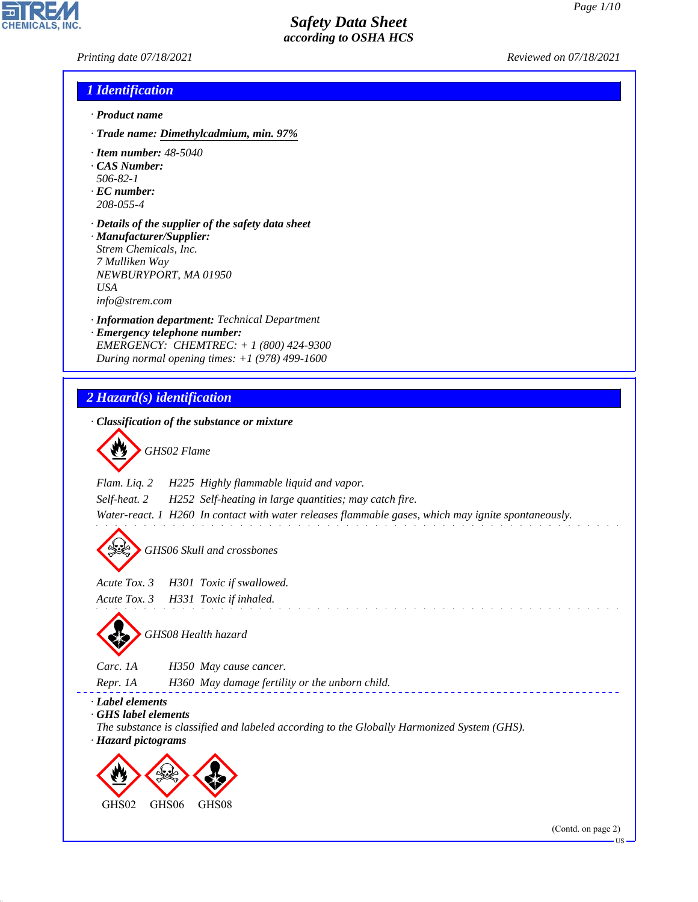# Safety Data Sheet
## according to OSHA HCS

Printing date 07/18/2021 — Reviewed on 07/18/2021

## 1 Identification

· **Product name**

· **Trade name:** Dimethylcadmium, min. 97%

· **Item number:** 48-5040

· **CAS Number:**
506-82-1

· **EC number:**
208-055-4

· **Details of the supplier of the safety data sheet**

· **Manufacturer/Supplier:**
Strem Chemicals, Inc.
7 Mulliken Way
NEWBURYPORT, MA 01950
USA
info@strem.com

· **Information department:** Technical Department

· **Emergency telephone number:**
EMERGENCY: CHEMTREC: + 1 (800) 424-9300
During normal opening times: +1 (978) 499-1600

## 2 Hazard(s) identification

· **Classification of the substance or mixture**

GHS02 Flame

Flam. Liq. 2 H225 Highly flammable liquid and vapor.

Self-heat. 2 H252 Self-heating in large quantities; may catch fire.

Water-react. 1 H260 In contact with water releases flammable gases, which may ignite spontaneously.

GHS06 Skull and crossbones

Acute Tox. 3 H301 Toxic if swallowed.

Acute Tox. 3 H331 Toxic if inhaled.

GHS08 Health hazard

Carc. 1A H350 May cause cancer.

Repr. 1A H360 May damage fertility or the unborn child.

· **Label elements**

· **GHS label elements**
The substance is classified and labeled according to the Globally Harmonized System (GHS).

· **Hazard pictograms**

GHS02 GHS06 GHS08

(Contd. on page 2)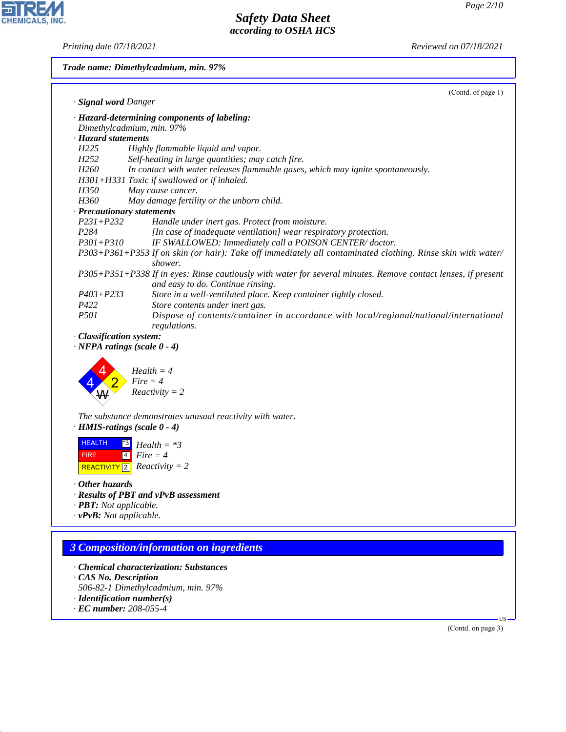**Trade name: Dimethylcadmium, min. 97%**

(Contd. of page 1)

· **Signal word** Danger

· **Hazard-determining components of labeling:**
Dimethylcadmium, min. 97%

· **Hazard statements**

| | |
|---|---|
| H225 | Highly flammable liquid and vapor. |
| H252 | Self-heating in large quantities; may catch fire. |
| H260 | In contact with water releases flammable gases, which may ignite spontaneously. |
| H301+H331 | Toxic if swallowed or if inhaled. |
| H350 | May cause cancer. |
| H360 | May damage fertility or the unborn child. |

· **Precautionary statements**

| | |
|---|---|
| P231+P232 | Handle under inert gas. Protect from moisture. |
| P284 | [In case of inadequate ventilation] wear respiratory protection. |
| P301+P310 | IF SWALLOWED: Immediately call a POISON CENTER/ doctor. |
| P303+P361+P353 | If on skin (or hair): Take off immediately all contaminated clothing. Rinse skin with water/ shower. |
| P305+P351+P338 | If in eyes: Rinse cautiously with water for several minutes. Remove contact lenses, if present and easy to do. Continue rinsing. |
| P403+P233 | Store in a well-ventilated place. Keep container tightly closed. |
| P422 | Store contents under inert gas. |
| P501 | Dispose of contents/container in accordance with local/regional/national/international regulations. |

· **Classification system:**

· **NFPA ratings (scale 0 - 4)**

Health = 4
Fire = 4
Reactivity = 2

The substance demonstrates unusual reactivity with water.

· **HMIS-ratings (scale 0 - 4)**

Health = *3
Fire = 4
Reactivity = 2

· **Other hazards**

· **Results of PBT and vPvB assessment**

· **PBT:** Not applicable.

· **vPvB:** Not applicable.

## 3 Composition/information on ingredients

· **Chemical characterization: Substances**

· **CAS No. Description**
506-82-1 Dimethylcadmium, min. 97%

· **Identification number(s)**

· **EC number:** 208-055-4

(Contd. on page 3)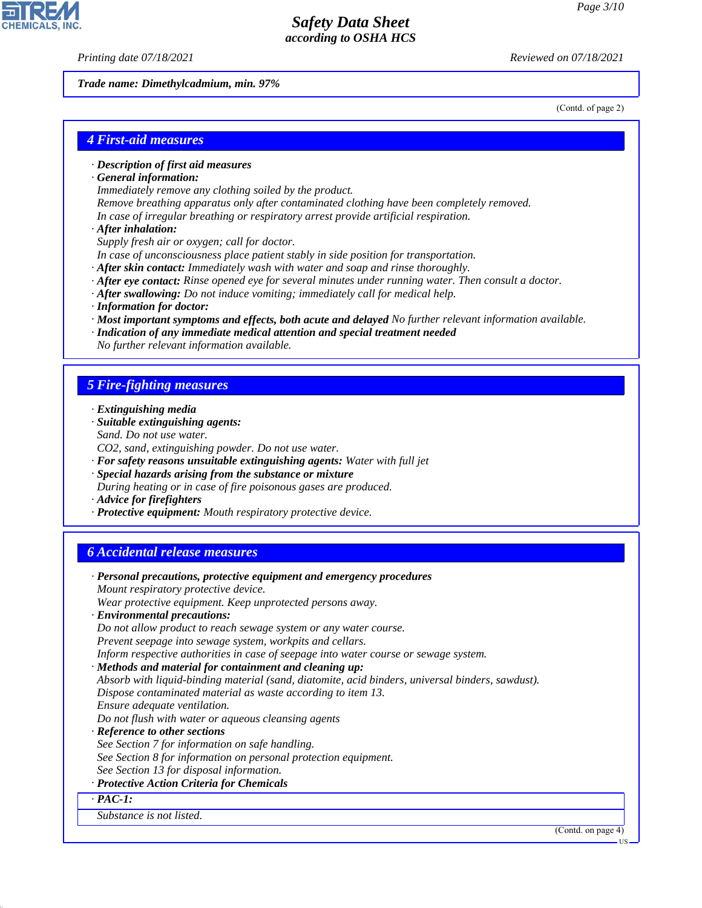**Trade name: Dimethylcadmium, min. 97%**

(Contd. of page 2)

## 4 First-aid measures

- **Description of first aid measures**
- **General information:**
  Immediately remove any clothing soiled by the product.
  Remove breathing apparatus only after contaminated clothing have been completely removed.
  In case of irregular breathing or respiratory arrest provide artificial respiration.
- **After inhalation:**
  Supply fresh air or oxygen; call for doctor.
  In case of unconsciousness place patient stably in side position for transportation.
- **After skin contact:** Immediately wash with water and soap and rinse thoroughly.
- **After eye contact:** Rinse opened eye for several minutes under running water. Then consult a doctor.
- **After swallowing:** Do not induce vomiting; immediately call for medical help.
- **Information for doctor:**
- **Most important symptoms and effects, both acute and delayed** No further relevant information available.
- **Indication of any immediate medical attention and special treatment needed**
  No further relevant information available.

## 5 Fire-fighting measures

- **Extinguishing media**
- **Suitable extinguishing agents:**
  Sand. Do not use water.
  $CO_2$, sand, extinguishing powder. Do not use water.
- **For safety reasons unsuitable extinguishing agents:** Water with full jet
- **Special hazards arising from the substance or mixture**
  During heating or in case of fire poisonous gases are produced.
- **Advice for firefighters**
- **Protective equipment:** Mouth respiratory protective device.

## 6 Accidental release measures

- **Personal precautions, protective equipment and emergency procedures**
  Mount respiratory protective device.
  Wear protective equipment. Keep unprotected persons away.
- **Environmental precautions:**
  Do not allow product to reach sewage system or any water course.
  Prevent seepage into sewage system, workpits and cellars.
  Inform respective authorities in case of seepage into water course or sewage system.
- **Methods and material for containment and cleaning up:**
  Absorb with liquid-binding material (sand, diatomite, acid binders, universal binders, sawdust).
  Dispose contaminated material as waste according to item 13.
  Ensure adequate ventilation.
  Do not flush with water or aqueous cleansing agents
- **Reference to other sections**
  See Section 7 for information on safe handling.
  See Section 8 for information on personal protection equipment.
  See Section 13 for disposal information.
- **Protective Action Criteria for Chemicals**

- **PAC-1:**

Substance is not listed.

(Contd. on page 4)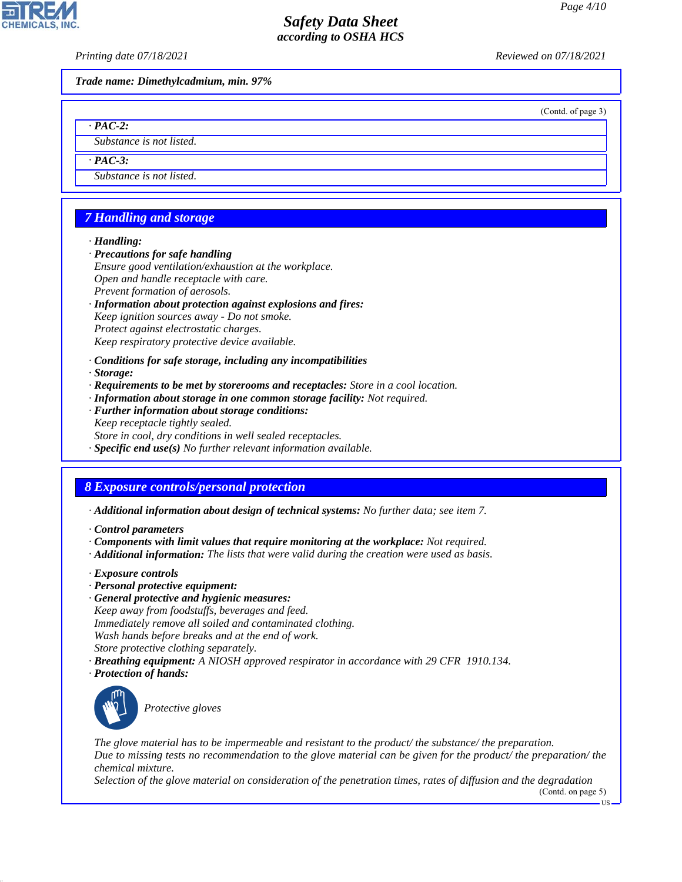Trade name: Dimethylcadmium, min. 97%

(Contd. of page 3)

· **PAC-2:**

Substance is not listed.

· **PAC-3:**

Substance is not listed.

## 7 Handling and storage

· **Handling:**
· **Precautions for safe handling**
Ensure good ventilation/exhaustion at the workplace.
Open and handle receptacle with care.
Prevent formation of aerosols.
· **Information about protection against explosions and fires:**
Keep ignition sources away - Do not smoke.
Protect against electrostatic charges.
Keep respiratory protective device available.

· **Conditions for safe storage, including any incompatibilities**
· **Storage:**
· **Requirements to be met by storerooms and receptacles:** Store in a cool location.
· **Information about storage in one common storage facility:** Not required.
· **Further information about storage conditions:**
Keep receptacle tightly sealed.
Store in cool, dry conditions in well sealed receptacles.
· **Specific end use(s)** No further relevant information available.

## 8 Exposure controls/personal protection

· **Additional information about design of technical systems:** No further data; see item 7.

· **Control parameters**
· **Components with limit values that require monitoring at the workplace:** Not required.
· **Additional information:** The lists that were valid during the creation were used as basis.

· **Exposure controls**
· **Personal protective equipment:**
· **General protective and hygienic measures:**
Keep away from foodstuffs, beverages and feed.
Immediately remove all soiled and contaminated clothing.
Wash hands before breaks and at the end of work.
Store protective clothing separately.
· **Breathing equipment:** A NIOSH approved respirator in accordance with 29 CFR 1910.134.
· **Protection of hands:**

Protective gloves

The glove material has to be impermeable and resistant to the product/ the substance/ the preparation.
Due to missing tests no recommendation to the glove material can be given for the product/ the preparation/ the chemical mixture.
Selection of the glove material on consideration of the penetration times, rates of diffusion and the degradation

(Contd. on page 5)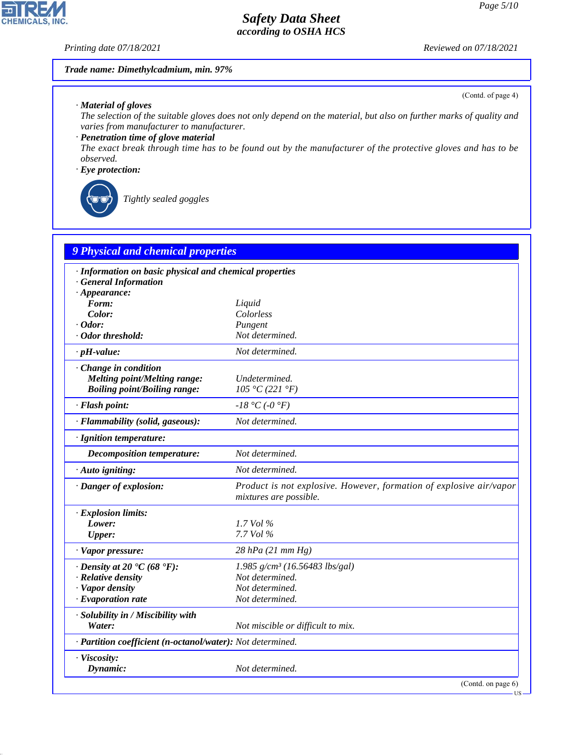Trade name: Dimethylcadmium, min. 97%

(Contd. of page 4)

· **Material of gloves**
The selection of the suitable gloves does not only depend on the material, but also on further marks of quality and varies from manufacturer to manufacturer.

· **Penetration time of glove material**
The exact break through time has to be found out by the manufacturer of the protective gloves and has to be observed.

· **Eye protection:**

Tightly sealed goggles

## 9 Physical and chemical properties

· **Information on basic physical and chemical properties**
· **General Information**

| Property | Value |
| --- | --- |
| · **Appearance:** | |
| **Form:** | Liquid |
| **Color:** | Colorless |
| · **Odor:** | Pungent |
| · **Odor threshold:** | Not determined. |
| · **pH-value:** | Not determined. |
| · **Change in condition** | |
| **Melting point/Melting range:** | Undetermined. |
| **Boiling point/Boiling range:** | 105 °C (221 °F) |
| · **Flash point:** | -18 °C (-0 °F) |
| · **Flammability (solid, gaseous):** | Not determined. |
| · **Ignition temperature:** | |
| **Decomposition temperature:** | Not determined. |
| · **Auto igniting:** | Not determined. |
| · **Danger of explosion:** | Product is not explosive. However, formation of explosive air/vapor mixtures are possible. |
| · **Explosion limits:** | |
| **Lower:** | 1.7 Vol % |
| **Upper:** | 7.7 Vol % |
| · **Vapor pressure:** | 28 hPa (21 mm Hg) |
| · **Density at 20 °C (68 °F):** | 1.985 g/cm³ (16.56483 lbs/gal) |
| · **Relative density** | Not determined. |
| · **Vapor density** | Not determined. |
| · **Evaporation rate** | Not determined. |
| · **Solubility in / Miscibility with** | |
| **Water:** | Not miscible or difficult to mix. |
| · **Partition coefficient (n-octanol/water):** | Not determined. |
| · **Viscosity:** | |
| **Dynamic:** | Not determined. |

(Contd. on page 6)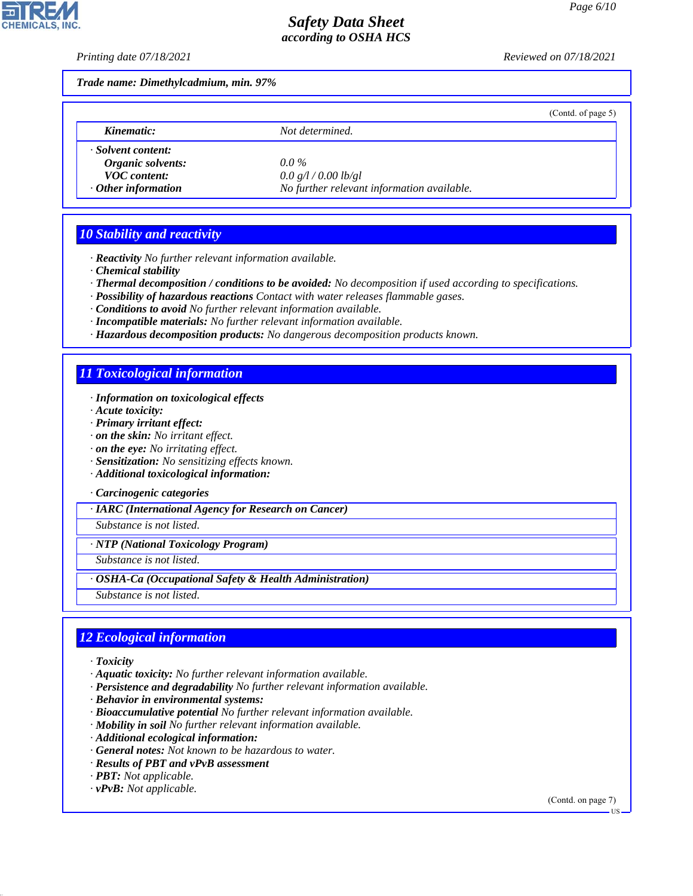**Trade name: Dimethylcadmium, min. 97%**

(Contd. of page 5)

| | |
|---|---|
| *Kinematic:* | Not determined. |
| · **Solvent content:** | |
| *Organic solvents:* | 0.0 % |
| *VOC content:* | 0.0 g/l / 0.00 lb/gl |
| · **Other information** | No further relevant information available. |

## 10 Stability and reactivity

- · **Reactivity** No further relevant information available.
- · **Chemical stability**
- · **Thermal decomposition / conditions to be avoided:** No decomposition if used according to specifications.
- · **Possibility of hazardous reactions** Contact with water releases flammable gases.
- · **Conditions to avoid** No further relevant information available.
- · **Incompatible materials:** No further relevant information available.
- · **Hazardous decomposition products:** No dangerous decomposition products known.

## 11 Toxicological information

- · **Information on toxicological effects**
- · **Acute toxicity:**
- · **Primary irritant effect:**
- · **on the skin:** No irritant effect.
- · **on the eye:** No irritating effect.
- · **Sensitization:** No sensitizing effects known.
- · **Additional toxicological information:**

- · **Carcinogenic categories**

| · IARC (International Agency for Research on Cancer) |
|---|
| Substance is not listed. |

| · NTP (National Toxicology Program) |
|---|
| Substance is not listed. |

| · OSHA-Ca (Occupational Safety & Health Administration) |
|---|
| Substance is not listed. |

## 12 Ecological information

- · **Toxicity**
- · **Aquatic toxicity:** No further relevant information available.
- · **Persistence and degradability** No further relevant information available.
- · **Behavior in environmental systems:**
- · **Bioaccumulative potential** No further relevant information available.
- · **Mobility in soil** No further relevant information available.
- · **Additional ecological information:**
- · **General notes:** Not known to be hazardous to water.
- · **Results of PBT and vPvB assessment**
- · **PBT:** Not applicable.
- · **vPvB:** Not applicable.

(Contd. on page 7)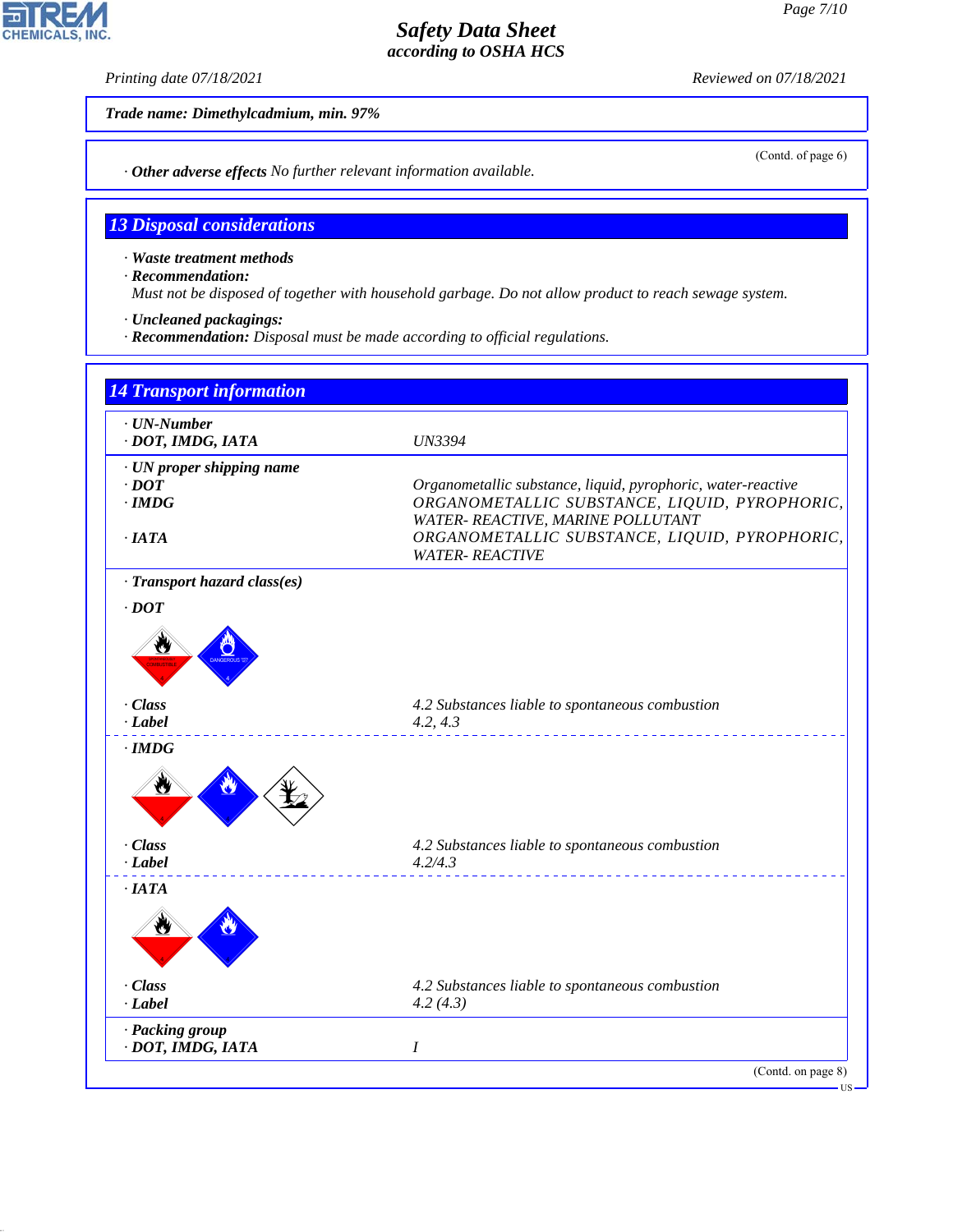Trade name: Dimethylcadmium, min. 97%

(Contd. of page 6)

· **Other adverse effects** No further relevant information available.

## 13 Disposal considerations

· **Waste treatment methods**
· **Recommendation:**
Must not be disposed of together with household garbage. Do not allow product to reach sewage system.

· **Uncleaned packagings:**
· **Recommendation:** Disposal must be made according to official regulations.

## 14 Transport information

| | |
|---|---|
| · **UN-Number** | |
| · **DOT, IMDG, IATA** | UN3394 |
| · **UN proper shipping name** | |
| · **DOT** | Organometallic substance, liquid, pyrophoric, water-reactive |
| · **IMDG** | ORGANOMETALLIC SUBSTANCE, LIQUID, PYROPHORIC, WATER- REACTIVE, MARINE POLLUTANT |
| · **IATA** | ORGANOMETALLIC SUBSTANCE, LIQUID, PYROPHORIC, WATER- REACTIVE |
| · **Transport hazard class(es)** | |
| · **DOT** | |
| · **Class** | 4.2 Substances liable to spontaneous combustion |
| · **Label** | 4.2, 4.3 |
| · **IMDG** | |
| · **Class** | 4.2 Substances liable to spontaneous combustion |
| · **Label** | 4.2/4.3 |
| · **IATA** | |
| · **Class** | 4.2 Substances liable to spontaneous combustion |
| · **Label** | 4.2 (4.3) |
| · **Packing group** | |
| · **DOT, IMDG, IATA** | I |

(Contd. on page 8)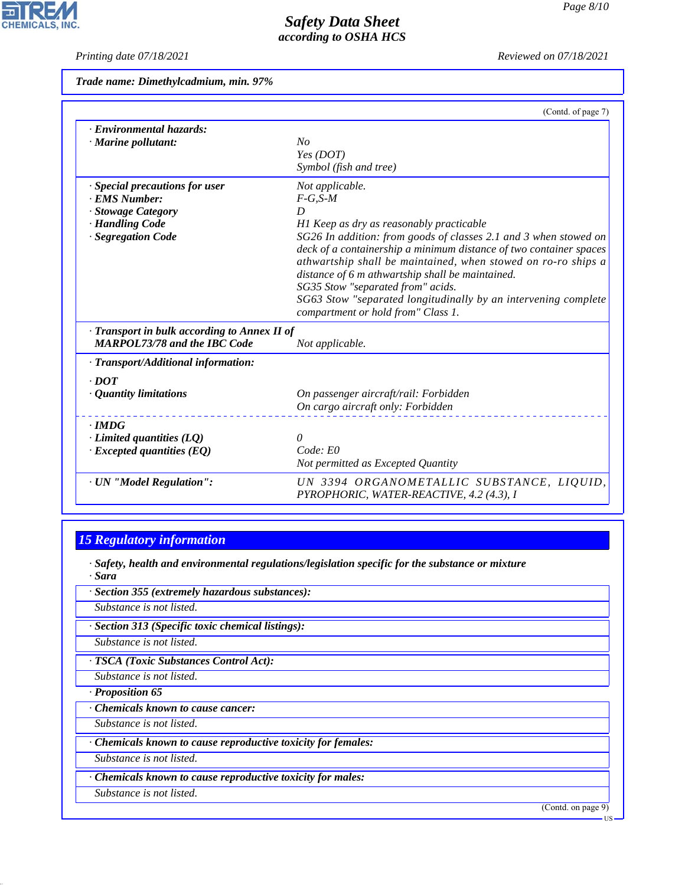**Trade name: Dimethylcadmium, min. 97%**

(Contd. of page 7)

| | |
|---|---|
| · **Environmental hazards:** | |
| · **Marine pollutant:** | No<br>Yes (DOT)<br>Symbol (fish and tree) |
| · **Special precautions for user** | Not applicable. |
| · **EMS Number:** | F-G,S-M |
| · **Stowage Category** | D |
| · **Handling Code** | H1 Keep as dry as reasonably practicable |
| · **Segregation Code** | SG26 In addition: from goods of classes 2.1 and 3 when stowed on deck of a containership a minimum distance of two container spaces athwartship shall be maintained, when stowed on ro-ro ships a distance of 6 m athwartship shall be maintained.<br>SG35 Stow "separated from" acids.<br>SG63 Stow "separated longitudinally by an intervening complete compartment or hold from" Class 1. |
| · **Transport in bulk according to Annex II of MARPOL73/78 and the IBC Code** | Not applicable. |
| · **Transport/Additional information:** | |
| · **DOT** | |
| · **Quantity limitations** | On passenger aircraft/rail: Forbidden<br>On cargo aircraft only: Forbidden |
| · **IMDG** | |
| · **Limited quantities (LQ)** | 0 |
| · **Excepted quantities (EQ)** | Code: E0<br>Not permitted as Excepted Quantity |
| · **UN "Model Regulation":** | UN 3394 ORGANOMETALLIC SUBSTANCE, LIQUID, PYROPHORIC, WATER-REACTIVE, 4.2 (4.3), I |

## 15 Regulatory information

· **Safety, health and environmental regulations/legislation specific for the substance or mixture**

· **Sara**

· **Section 355 (extremely hazardous substances):**

Substance is not listed.

· **Section 313 (Specific toxic chemical listings):**

Substance is not listed.

· **TSCA (Toxic Substances Control Act):**

Substance is not listed.

· **Proposition 65**

· **Chemicals known to cause cancer:**

Substance is not listed.

· **Chemicals known to cause reproductive toxicity for females:**

Substance is not listed.

· **Chemicals known to cause reproductive toxicity for males:**

Substance is not listed.

(Contd. on page 9)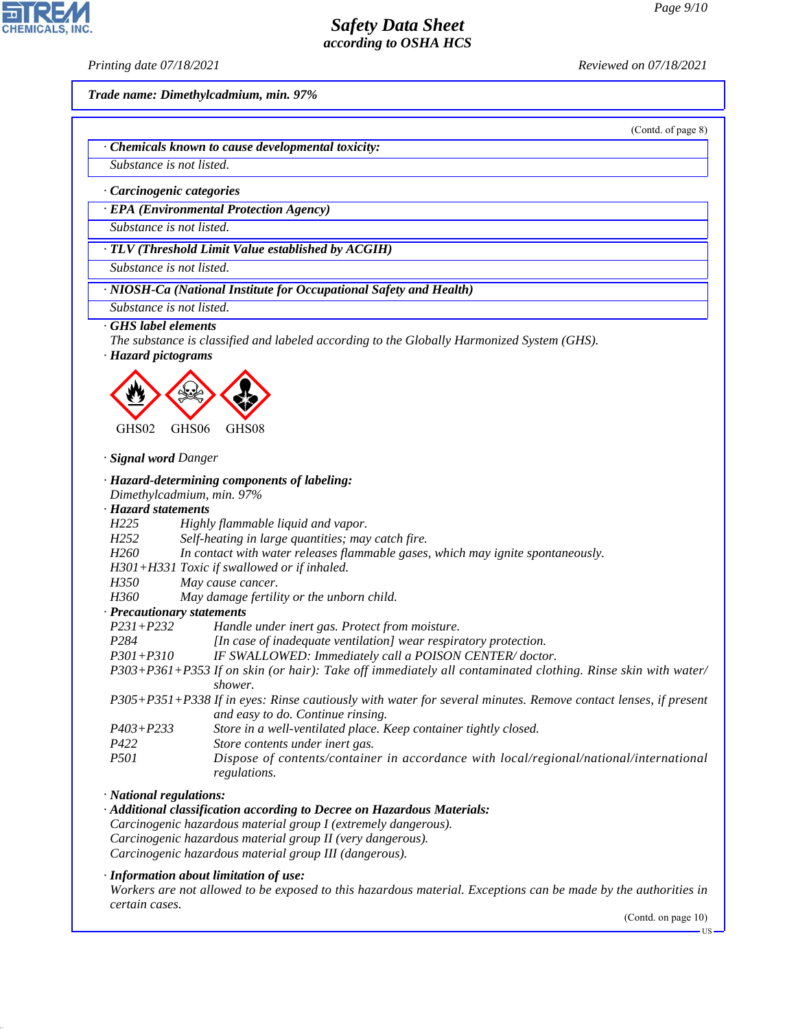Trade name: Dimethylcadmium, min. 97%

(Contd. of page 8)

· **Chemicals known to cause developmental toxicity:**

Substance is not listed.

· **Carcinogenic categories**

· **EPA (Environmental Protection Agency)**

Substance is not listed.

· **TLV (Threshold Limit Value established by ACGIH)**

Substance is not listed.

· **NIOSH-Ca (National Institute for Occupational Safety and Health)**

Substance is not listed.

· **GHS label elements**

The substance is classified and labeled according to the Globally Harmonized System (GHS).

· **Hazard pictograms**

GHS02 GHS06 GHS08

· **Signal word** Danger

· **Hazard-determining components of labeling:**

Dimethylcadmium, min. 97%

· **Hazard statements**

| | |
|---|---|
| H225 | Highly flammable liquid and vapor. |
| H252 | Self-heating in large quantities; may catch fire. |
| H260 | In contact with water releases flammable gases, which may ignite spontaneously. |
| H301+H331 | Toxic if swallowed or if inhaled. |
| H350 | May cause cancer. |
| H360 | May damage fertility or the unborn child. |

· **Precautionary statements**

| | |
|---|---|
| P231+P232 | Handle under inert gas. Protect from moisture. |
| P284 | [In case of inadequate ventilation] wear respiratory protection. |
| P301+P310 | IF SWALLOWED: Immediately call a POISON CENTER/ doctor. |
| P303+P361+P353 | If on skin (or hair): Take off immediately all contaminated clothing. Rinse skin with water/ shower. |
| P305+P351+P338 | If in eyes: Rinse cautiously with water for several minutes. Remove contact lenses, if present and easy to do. Continue rinsing. |
| P403+P233 | Store in a well-ventilated place. Keep container tightly closed. |
| P422 | Store contents under inert gas. |
| P501 | Dispose of contents/container in accordance with local/regional/national/international regulations. |

· **National regulations:**

· **Additional classification according to Decree on Hazardous Materials:**

Carcinogenic hazardous material group I (extremely dangerous).
Carcinogenic hazardous material group II (very dangerous).
Carcinogenic hazardous material group III (dangerous).

· **Information about limitation of use:**

Workers are not allowed to be exposed to this hazardous material. Exceptions can be made by the authorities in certain cases.

(Contd. on page 10)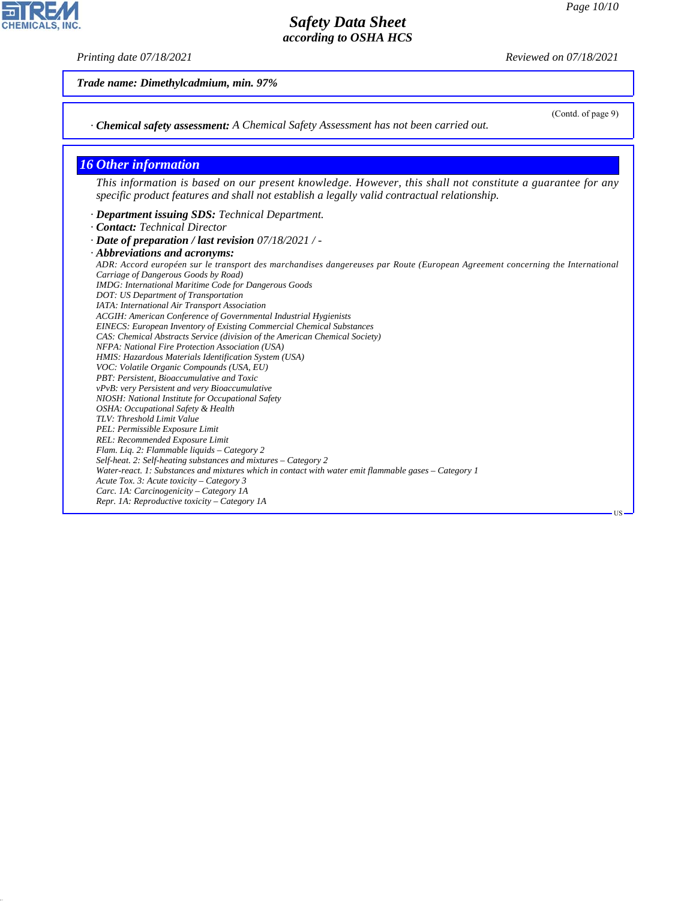**Trade name: Dimethylcadmium, min. 97%**

(Contd. of page 9)

· **Chemical safety assessment:** A Chemical Safety Assessment has not been carried out.

## 16 Other information

This information is based on our present knowledge. However, this shall not constitute a guarantee for any specific product features and shall not establish a legally valid contractual relationship.

· **Department issuing SDS:** Technical Department.
· **Contact:** Technical Director
· **Date of preparation / last revision** 07/18/2021 / -
· **Abbreviations and acronyms:**

ADR: Accord européen sur le transport des marchandises dangereuses par Route (European Agreement concerning the International Carriage of Dangerous Goods by Road)
IMDG: International Maritime Code for Dangerous Goods
DOT: US Department of Transportation
IATA: International Air Transport Association
ACGIH: American Conference of Governmental Industrial Hygienists
EINECS: European Inventory of Existing Commercial Chemical Substances
CAS: Chemical Abstracts Service (division of the American Chemical Society)
NFPA: National Fire Protection Association (USA)
HMIS: Hazardous Materials Identification System (USA)
VOC: Volatile Organic Compounds (USA, EU)
PBT: Persistent, Bioaccumulative and Toxic
vPvB: very Persistent and very Bioaccumulative
NIOSH: National Institute for Occupational Safety
OSHA: Occupational Safety & Health
TLV: Threshold Limit Value
PEL: Permissible Exposure Limit
REL: Recommended Exposure Limit
Flam. Liq. 2: Flammable liquids – Category 2
Self-heat. 2: Self-heating substances and mixtures – Category 2
Water-react. 1: Substances and mixtures which in contact with water emit flammable gases – Category 1
Acute Tox. 3: Acute toxicity – Category 3
Carc. 1A: Carcinogenicity – Category 1A
Repr. 1A: Reproductive toxicity – Category 1A